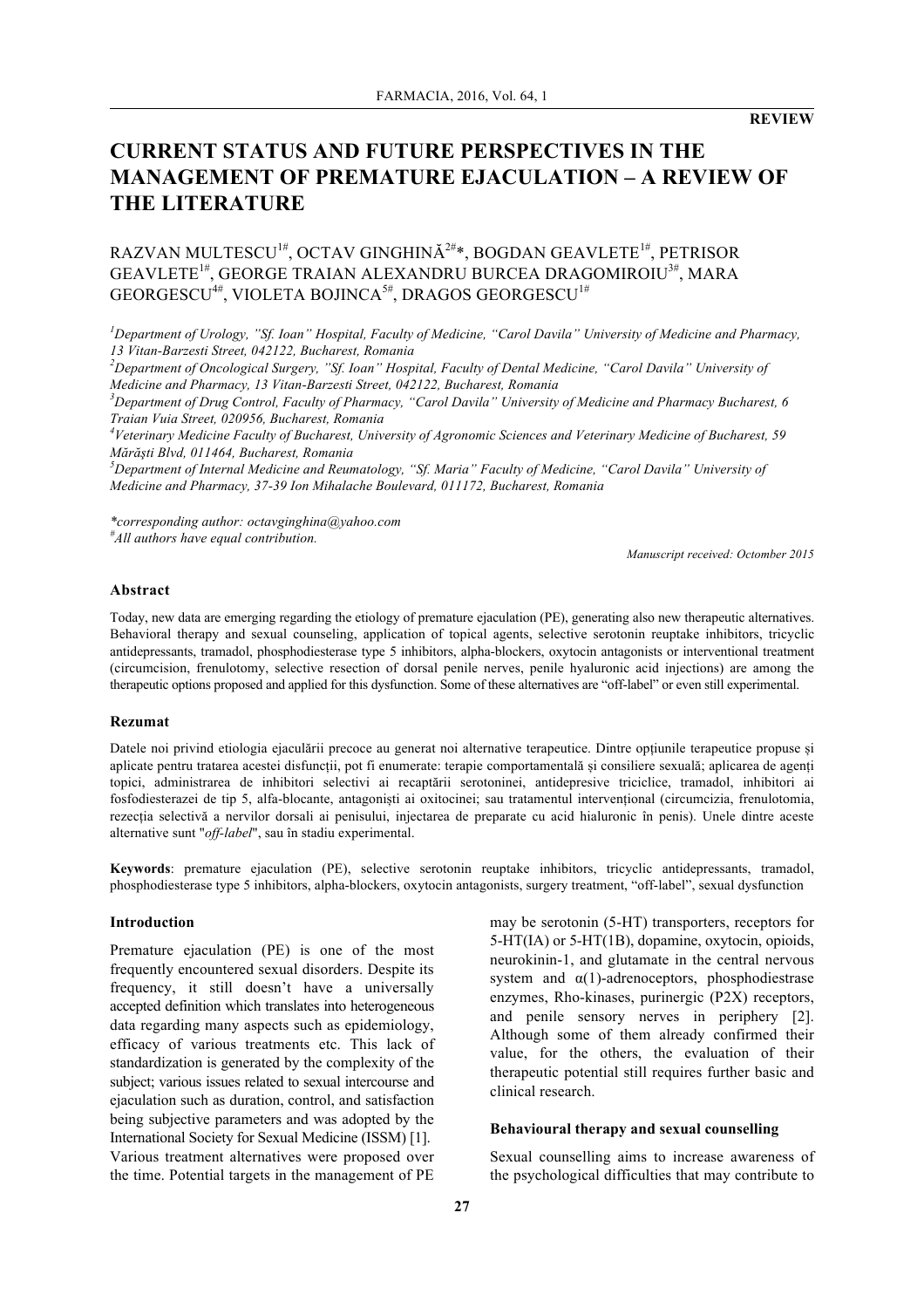**REVIEW**

# CURRENT STATUS AND FUTURE PERSPECTIVES IN THE MANAGEMENT OF PREMATURE EJACULATION – A REVIEW OF THE LITERATURE

RAZVAN MULTESCU[1#], OCTAV GINGHINĂ[2#]*, BOGDAN GEAVLETE[1#], PETRISOR GEAVLETE[1#], GEORGE TRAIAN ALEXANDRU BURCEA DRAGOMIROIU[3#], MARA GEORGESCU[4#], VIOLETA BOJINCA[5#], DRAGOS GEORGESCU[1#]

[1]Department of Urology, "Sf. Ioan" Hospital, Faculty of Medicine, "Carol Davila" University of Medicine and Pharmacy, 13 Vitan-Barzesti Street, 042122, Bucharest, Romania

[2]Department of Oncological Surgery, "Sf. Ioan" Hospital, Faculty of Dental Medicine, "Carol Davila" University of Medicine and Pharmacy, 13 Vitan-Barzesti Street, 042122, Bucharest, Romania

[3]Department of Drug Control, Faculty of Pharmacy, "Carol Davila" University of Medicine and Pharmacy Bucharest, 6 Traian Vuia Street, 020956, Bucharest, Romania

[4]Veterinary Medicine Faculty of Bucharest, University of Agronomic Sciences and Veterinary Medicine of Bucharest, 59 Mărăști Blvd, 011464, Bucharest, Romania

[5]Department of Internal Medicine and Reumatology, "Sf. Maria" Faculty of Medicine, "Carol Davila" University of Medicine and Pharmacy, 37-39 Ion Mihalache Boulevard, 011172, Bucharest, Romania

*corresponding author: octavginghina@yahoo.com

[#]All authors have equal contribution.

*Manuscript received: Octomber 2015*

### Abstract

Today, new data are emerging regarding the etiology of premature ejaculation (PE), generating also new therapeutic alternatives. Behavioral therapy and sexual counseling, application of topical agents, selective serotonin reuptake inhibitors, tricyclic antidepressants, tramadol, phosphodiesterase type 5 inhibitors, alpha-blockers, oxytocin antagonists or interventional treatment (circumcision, frenulotomy, selective resection of dorsal penile nerves, penile hyaluronic acid injections) are among the therapeutic options proposed and applied for this dysfunction. Some of these alternatives are "off-label" or even still experimental.

### Rezumat

Datele noi privind etiologia ejaculării precoce au generat noi alternative terapeutice. Dintre opțiunile terapeutice propuse și aplicate pentru tratarea acestei disfuncții, pot fi enumerate: terapie comportamentală și consiliere sexuală; aplicarea de agenți topici, administrarea de inhibitori selectivi ai recaptării serotoninei, antidepresive triciclice, tramadol, inhibitori ai fosfodiesterazei de tip 5, alfa-blocante, antagoniști ai oxitocinei; sau tratamentul intervențional (circumcizia, frenulotomia, rezecția selectivă a nervilor dorsali ai penisului, injectarea de preparate cu acid hialuronic în penis). Unele dintre aceste alternative sunt "*off-label*", sau în stadiu experimental.

**Keywords**: premature ejaculation (PE), selective serotonin reuptake inhibitors, tricyclic antidepressants, tramadol, phosphodiesterase type 5 inhibitors, alpha-blockers, oxytocin antagonists, surgery treatment, "off-label", sexual dysfunction

### Introduction

Premature ejaculation (PE) is one of the most frequently encountered sexual disorders. Despite its frequency, it still doesn't have a universally accepted definition which translates into heterogeneous data regarding many aspects such as epidemiology, efficacy of various treatments etc. This lack of standardization is generated by the complexity of the subject; various issues related to sexual intercourse and ejaculation such as duration, control, and satisfaction being subjective parameters and was adopted by the International Society for Sexual Medicine (ISSM) [1].

Various treatment alternatives were proposed over the time. Potential targets in the management of PE may be serotonin (5-HT) transporters, receptors for 5-HT(IA) or 5-HT(1B), dopamine, oxytocin, opioids, neurokinin-1, and glutamate in the central nervous system and α(1)-adrenoceptors, phosphodiestrase enzymes, Rho-kinases, purinergic (P2X) receptors, and penile sensory nerves in periphery [2]. Although some of them already confirmed their value, for the others, the evaluation of their therapeutic potential still requires further basic and clinical research.

### Behavioural therapy and sexual counselling

Sexual counselling aims to increase awareness of the psychological difficulties that may contribute to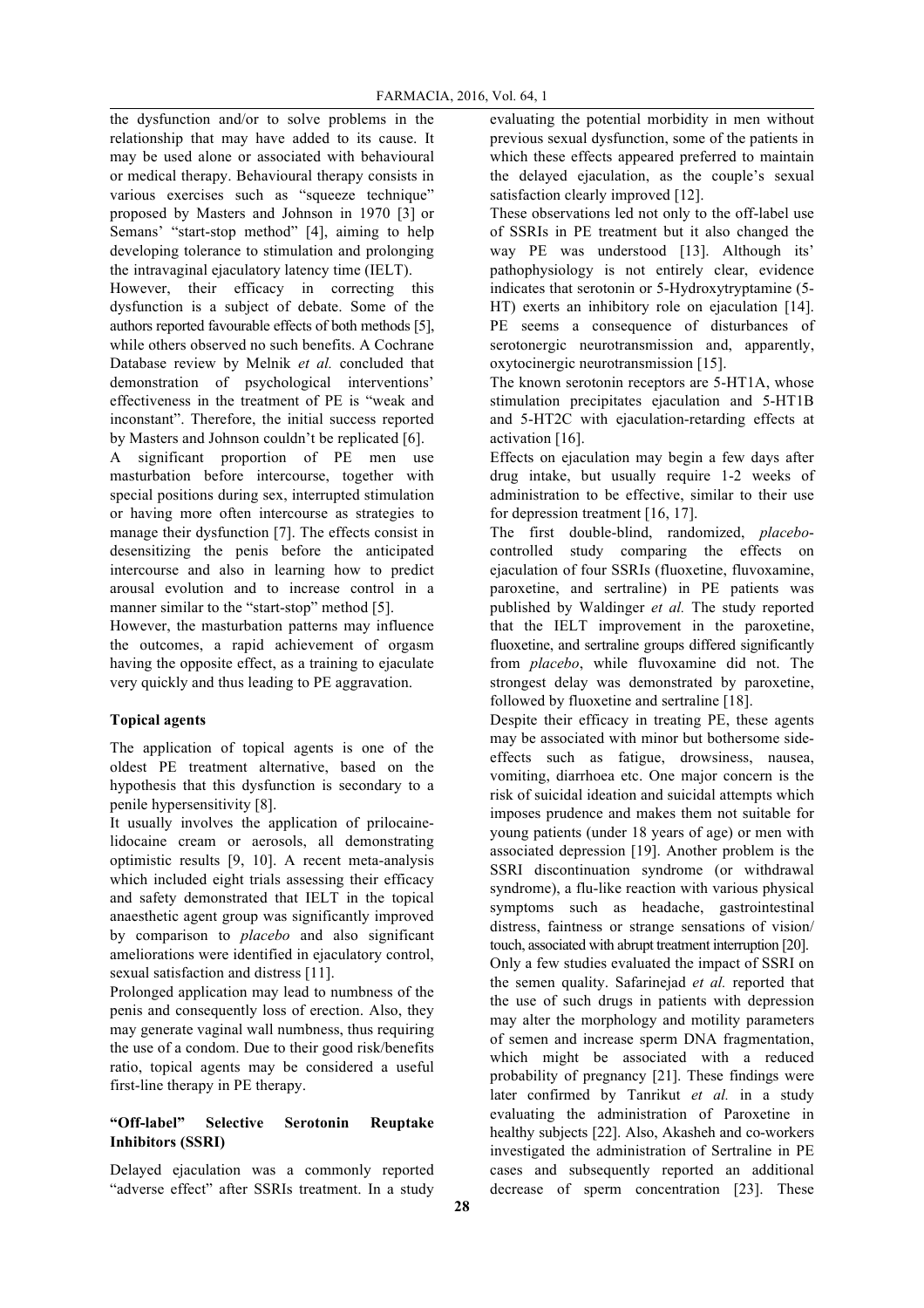the dysfunction and/or to solve problems in the relationship that may have added to its cause. It may be used alone or associated with behavioural or medical therapy. Behavioural therapy consists in various exercises such as "squeeze technique" proposed by Masters and Johnson in 1970 [3] or Semans' "start-stop method" [4], aiming to help developing tolerance to stimulation and prolonging the intravaginal ejaculatory latency time (IELT).

However, their efficacy in correcting this dysfunction is a subject of debate. Some of the authors reported favourable effects of both methods [5], while others observed no such benefits. A Cochrane Database review by Melnik *et al.* concluded that demonstration of psychological interventions' effectiveness in the treatment of PE is "weak and inconstant". Therefore, the initial success reported by Masters and Johnson couldn't be replicated [6].

A significant proportion of PE men use masturbation before intercourse, together with special positions during sex, interrupted stimulation or having more often intercourse as strategies to manage their dysfunction [7]. The effects consist in desensitizing the penis before the anticipated intercourse and also in learning how to predict arousal evolution and to increase control in a manner similar to the "start-stop" method [5].

However, the masturbation patterns may influence the outcomes, a rapid achievement of orgasm having the opposite effect, as a training to ejaculate very quickly and thus leading to PE aggravation.

**Topical agents**

The application of topical agents is one of the oldest PE treatment alternative, based on the hypothesis that this dysfunction is secondary to a penile hypersensitivity [8].

It usually involves the application of prilocaine-lidocaine cream or aerosols, all demonstrating optimistic results [9, 10]. A recent meta-analysis which included eight trials assessing their efficacy and safety demonstrated that IELT in the topical anaesthetic agent group was significantly improved by comparison to *placebo* and also significant ameliorations were identified in ejaculatory control, sexual satisfaction and distress [11].

Prolonged application may lead to numbness of the penis and consequently loss of erection. Also, they may generate vaginal wall numbness, thus requiring the use of a condom. Due to their good risk/benefits ratio, topical agents may be considered a useful first-line therapy in PE therapy.

**"Off-label" Selective Serotonin Reuptake Inhibitors (SSRI)**

Delayed ejaculation was a commonly reported "adverse effect" after SSRIs treatment. In a study evaluating the potential morbidity in men without previous sexual dysfunction, some of the patients in which these effects appeared preferred to maintain the delayed ejaculation, as the couple's sexual satisfaction clearly improved [12].

These observations led not only to the off-label use of SSRIs in PE treatment but it also changed the way PE was understood [13]. Although its' pathophysiology is not entirely clear, evidence indicates that serotonin or 5-Hydroxytryptamine (5-HT) exerts an inhibitory role on ejaculation [14]. PE seems a consequence of disturbances of serotonergic neurotransmission and, apparently, oxytocinergic neurotransmission [15].

The known serotonin receptors are 5-HT1A, whose stimulation precipitates ejaculation and 5-HT1B and 5-HT2C with ejaculation-retarding effects at activation [16].

Effects on ejaculation may begin a few days after drug intake, but usually require 1-2 weeks of administration to be effective, similar to their use for depression treatment [16, 17].

The first double-blind, randomized, *placebo*-controlled study comparing the effects on ejaculation of four SSRIs (fluoxetine, fluvoxamine, paroxetine, and sertraline) in PE patients was published by Waldinger *et al.* The study reported that the IELT improvement in the paroxetine, fluoxetine, and sertraline groups differed significantly from *placebo*, while fluvoxamine did not. The strongest delay was demonstrated by paroxetine, followed by fluoxetine and sertraline [18].

Despite their efficacy in treating PE, these agents may be associated with minor but bothersome side-effects such as fatigue, drowsiness, nausea, vomiting, diarrhoea etc. One major concern is the risk of suicidal ideation and suicidal attempts which imposes prudence and makes them not suitable for young patients (under 18 years of age) or men with associated depression [19]. Another problem is the SSRI discontinuation syndrome (or withdrawal syndrome), a flu-like reaction with various physical symptoms such as headache, gastrointestinal distress, faintness or strange sensations of vision/touch, associated with abrupt treatment interruption [20].

Only a few studies evaluated the impact of SSRI on the semen quality. Safarinejad *et al.* reported that the use of such drugs in patients with depression may alter the morphology and motility parameters of semen and increase sperm DNA fragmentation, which might be associated with a reduced probability of pregnancy [21]. These findings were later confirmed by Tanrikut *et al.* in a study evaluating the administration of Paroxetine in healthy subjects [22]. Also, Akasheh and co-workers investigated the administration of Sertraline in PE cases and subsequently reported an additional decrease of sperm concentration [23]. These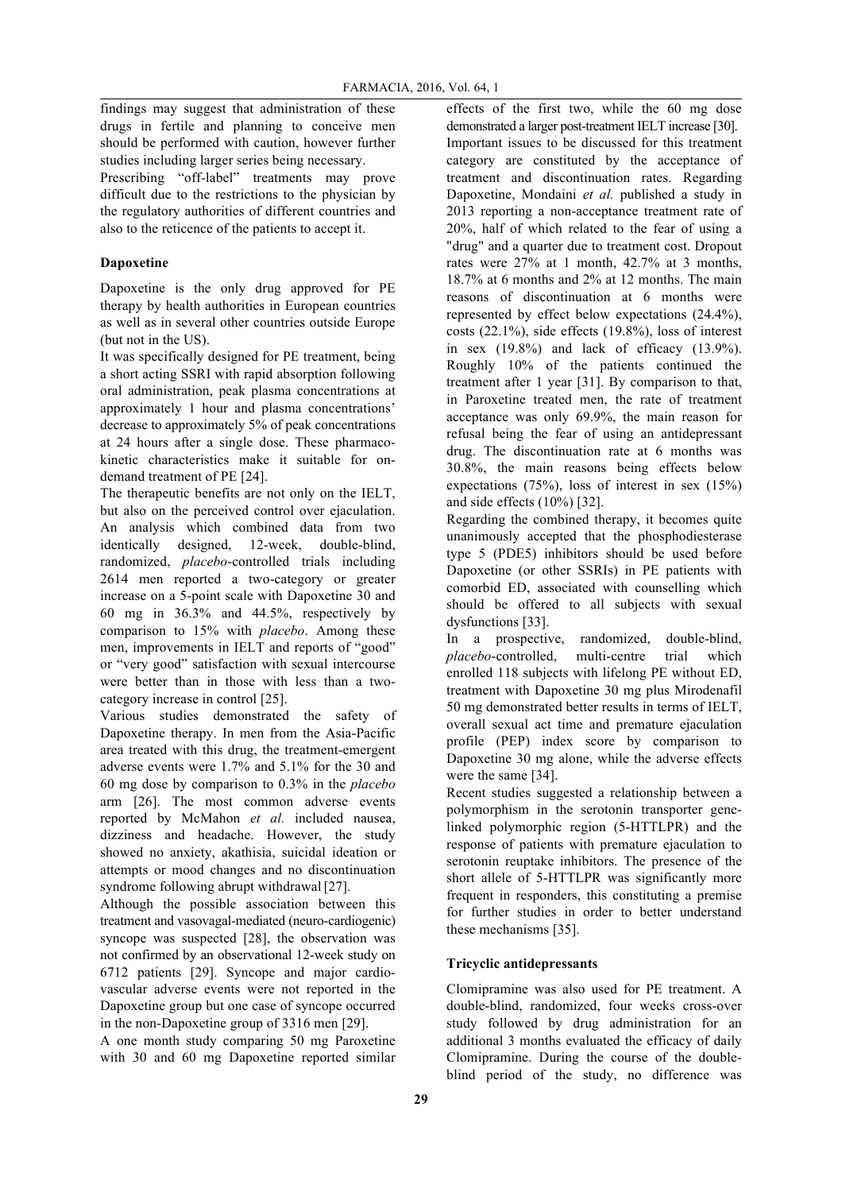findings may suggest that administration of these drugs in fertile and planning to conceive men should be performed with caution, however further studies including larger series being necessary.

Prescribing "off-label" treatments may prove difficult due to the restrictions to the physician by the regulatory authorities of different countries and also to the reticence of the patients to accept it.

**Dapoxetine**

Dapoxetine is the only drug approved for PE therapy by health authorities in European countries as well as in several other countries outside Europe (but not in the US).

It was specifically designed for PE treatment, being a short acting SSRI with rapid absorption following oral administration, peak plasma concentrations at approximately 1 hour and plasma concentrations' decrease to approximately 5% of peak concentrations at 24 hours after a single dose. These pharmacokinetic characteristics make it suitable for on-demand treatment of PE [24].

The therapeutic benefits are not only on the IELT, but also on the perceived control over ejaculation. An analysis which combined data from two identically designed, 12-week, double-blind, randomized, *placebo*-controlled trials including 2614 men reported a two-category or greater increase on a 5-point scale with Dapoxetine 30 and 60 mg in 36.3% and 44.5%, respectively by comparison to 15% with *placebo*. Among these men, improvements in IELT and reports of "good" or "very good" satisfaction with sexual intercourse were better than in those with less than a two-category increase in control [25].

Various studies demonstrated the safety of Dapoxetine therapy. In men from the Asia-Pacific area treated with this drug, the treatment-emergent adverse events were 1.7% and 5.1% for the 30 and 60 mg dose by comparison to 0.3% in the *placebo* arm [26]. The most common adverse events reported by McMahon *et al.* included nausea, dizziness and headache. However, the study showed no anxiety, akathisia, suicidal ideation or attempts or mood changes and no discontinuation syndrome following abrupt withdrawal [27].

Although the possible association between this treatment and vasovagal-mediated (neuro-cardiogenic) syncope was suspected [28], the observation was not confirmed by an observational 12-week study on 6712 patients [29]. Syncope and major cardiovascular adverse events were not reported in the Dapoxetine group but one case of syncope occurred in the non-Dapoxetine group of 3316 men [29].

A one month study comparing 50 mg Paroxetine with 30 and 60 mg Dapoxetine reported similar effects of the first two, while the 60 mg dose demonstrated a larger post-treatment IELT increase [30].

Important issues to be discussed for this treatment category are constituted by the acceptance of treatment and discontinuation rates. Regarding Dapoxetine, Mondaini *et al.* published a study in 2013 reporting a non-acceptance treatment rate of 20%, half of which related to the fear of using a "drug" and a quarter due to treatment cost. Dropout rates were 27% at 1 month, 42.7% at 3 months, 18.7% at 6 months and 2% at 12 months. The main reasons of discontinuation at 6 months were represented by effect below expectations (24.4%), costs (22.1%), side effects (19.8%), loss of interest in sex (19.8%) and lack of efficacy (13.9%). Roughly 10% of the patients continued the treatment after 1 year [31]. By comparison to that, in Paroxetine treated men, the rate of treatment acceptance was only 69.9%, the main reason for refusal being the fear of using an antidepressant drug. The discontinuation rate at 6 months was 30.8%, the main reasons being effects below expectations (75%), loss of interest in sex (15%) and side effects (10%) [32].

Regarding the combined therapy, it becomes quite unanimously accepted that the phosphodiesterase type 5 (PDE5) inhibitors should be used before Dapoxetine (or other SSRIs) in PE patients with comorbid ED, associated with counselling which should be offered to all subjects with sexual dysfunctions [33].

In a prospective, randomized, double-blind, *placebo*-controlled, multi-centre trial which enrolled 118 subjects with lifelong PE without ED, treatment with Dapoxetine 30 mg plus Mirodenafil 50 mg demonstrated better results in terms of IELT, overall sexual act time and premature ejaculation profile (PEP) index score by comparison to Dapoxetine 30 mg alone, while the adverse effects were the same [34].

Recent studies suggested a relationship between a polymorphism in the serotonin transporter gene-linked polymorphic region (5-HTTLPR) and the response of patients with premature ejaculation to serotonin reuptake inhibitors. The presence of the short allele of 5-HTTLPR was significantly more frequent in responders, this constituting a premise for further studies in order to better understand these mechanisms [35].

**Tricyclic antidepressants**

Clomipramine was also used for PE treatment. A double-blind, randomized, four weeks cross-over study followed by drug administration for an additional 3 months evaluated the efficacy of daily Clomipramine. During the course of the double-blind period of the study, no difference was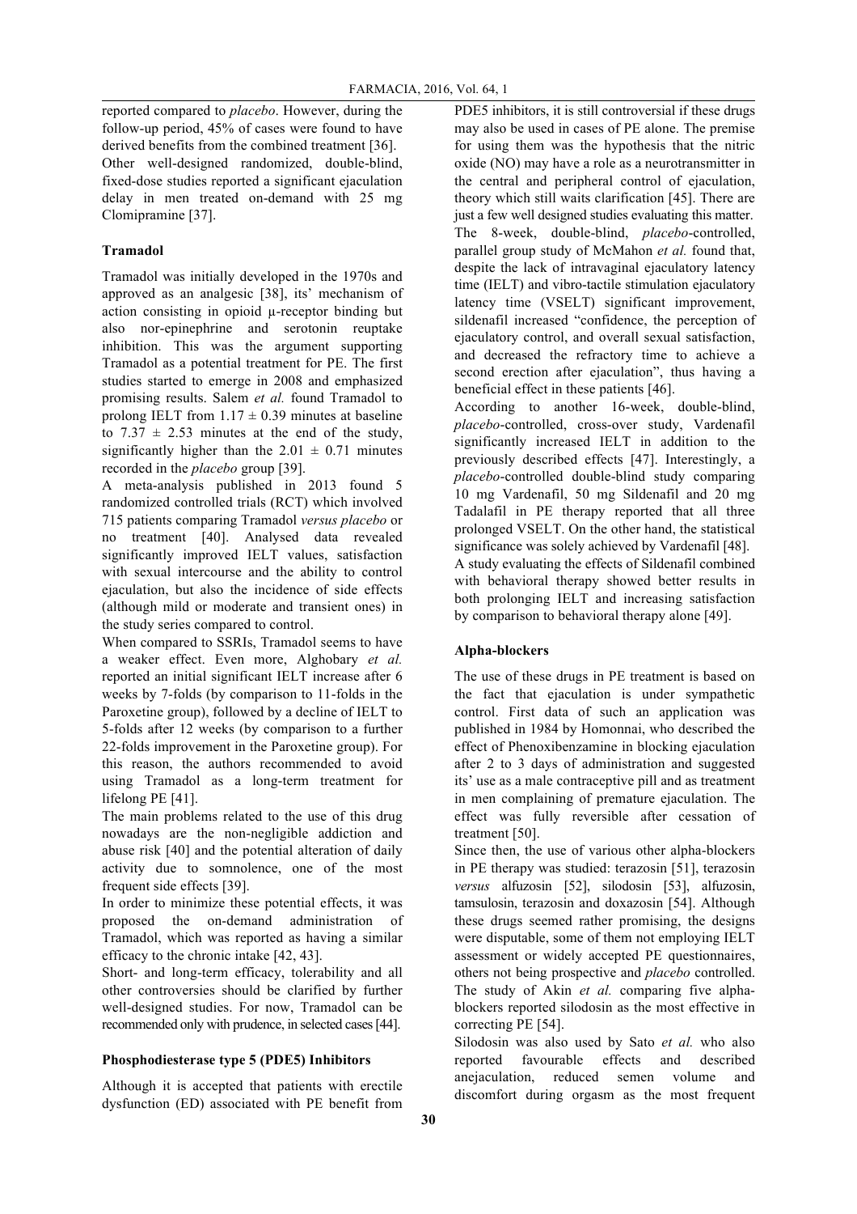reported compared to *placebo*. However, during the follow-up period, 45% of cases were found to have derived benefits from the combined treatment [36].

Other well-designed randomized, double-blind, fixed-dose studies reported a significant ejaculation delay in men treated on-demand with 25 mg Clomipramine [37].

**Tramadol**

Tramadol was initially developed in the 1970s and approved as an analgesic [38], its' mechanism of action consisting in opioid µ-receptor binding but also nor-epinephrine and serotonin reuptake inhibition. This was the argument supporting Tramadol as a potential treatment for PE. The first studies started to emerge in 2008 and emphasized promising results. Salem *et al.* found Tramadol to prolong IELT from $1.17 \pm 0.39$ minutes at baseline to $7.37 \pm 2.53$ minutes at the end of the study, significantly higher than the $2.01 \pm 0.71$ minutes recorded in the *placebo* group [39].

A meta-analysis published in 2013 found 5 randomized controlled trials (RCT) which involved 715 patients comparing Tramadol *versus placebo* or no treatment [40]. Analysed data revealed significantly improved IELT values, satisfaction with sexual intercourse and the ability to control ejaculation, but also the incidence of side effects (although mild or moderate and transient ones) in the study series compared to control.

When compared to SSRIs, Tramadol seems to have a weaker effect. Even more, Alghobary *et al.* reported an initial significant IELT increase after 6 weeks by 7-folds (by comparison to 11-folds in the Paroxetine group), followed by a decline of IELT to 5-folds after 12 weeks (by comparison to a further 22-folds improvement in the Paroxetine group). For this reason, the authors recommended to avoid using Tramadol as a long-term treatment for lifelong PE [41].

The main problems related to the use of this drug nowadays are the non-negligible addiction and abuse risk [40] and the potential alteration of daily activity due to somnolence, one of the most frequent side effects [39].

In order to minimize these potential effects, it was proposed the on-demand administration of Tramadol, which was reported as having a similar efficacy to the chronic intake [42, 43].

Short- and long-term efficacy, tolerability and all other controversies should be clarified by further well-designed studies. For now, Tramadol can be recommended only with prudence, in selected cases [44].

**Phosphodiesterase type 5 (PDE5) Inhibitors**

Although it is accepted that patients with erectile dysfunction (ED) associated with PE benefit from PDE5 inhibitors, it is still controversial if these drugs may also be used in cases of PE alone. The premise for using them was the hypothesis that the nitric oxide (NO) may have a role as a neurotransmitter in the central and peripheral control of ejaculation, theory which still waits clarification [45]. There are just a few well designed studies evaluating this matter.

The 8-week, double-blind, *placebo*-controlled, parallel group study of McMahon *et al.* found that, despite the lack of intravaginal ejaculatory latency time (IELT) and vibro-tactile stimulation ejaculatory latency time (VSELT) significant improvement, sildenafil increased "confidence, the perception of ejaculatory control, and overall sexual satisfaction, and decreased the refractory time to achieve a second erection after ejaculation", thus having a beneficial effect in these patients [46].

According to another 16-week, double-blind, *placebo*-controlled, cross-over study, Vardenafil significantly increased IELT in addition to the previously described effects [47]. Interestingly, a *placebo*-controlled double-blind study comparing 10 mg Vardenafil, 50 mg Sildenafil and 20 mg Tadalafil in PE therapy reported that all three prolonged VSELT. On the other hand, the statistical significance was solely achieved by Vardenafil [48].

A study evaluating the effects of Sildenafil combined with behavioral therapy showed better results in both prolonging IELT and increasing satisfaction by comparison to behavioral therapy alone [49].

**Alpha-blockers**

The use of these drugs in PE treatment is based on the fact that ejaculation is under sympathetic control. First data of such an application was published in 1984 by Homonnai, who described the effect of Phenoxibenzamine in blocking ejaculation after 2 to 3 days of administration and suggested its' use as a male contraceptive pill and as treatment in men complaining of premature ejaculation. The effect was fully reversible after cessation of treatment [50].

Since then, the use of various other alpha-blockers in PE therapy was studied: terazosin [51], terazosin *versus* alfuzosin [52], silodosin [53], alfuzosin, tamsulosin, terazosin and doxazosin [54]. Although these drugs seemed rather promising, the designs were disputable, some of them not employing IELT assessment or widely accepted PE questionnaires, others not being prospective and *placebo* controlled. The study of Akin *et al.* comparing five alpha-blockers reported silodosin as the most effective in correcting PE [54].

Silodosin was also used by Sato *et al.* who also reported favourable effects and described anejaculation, reduced semen volume and discomfort during orgasm as the most frequent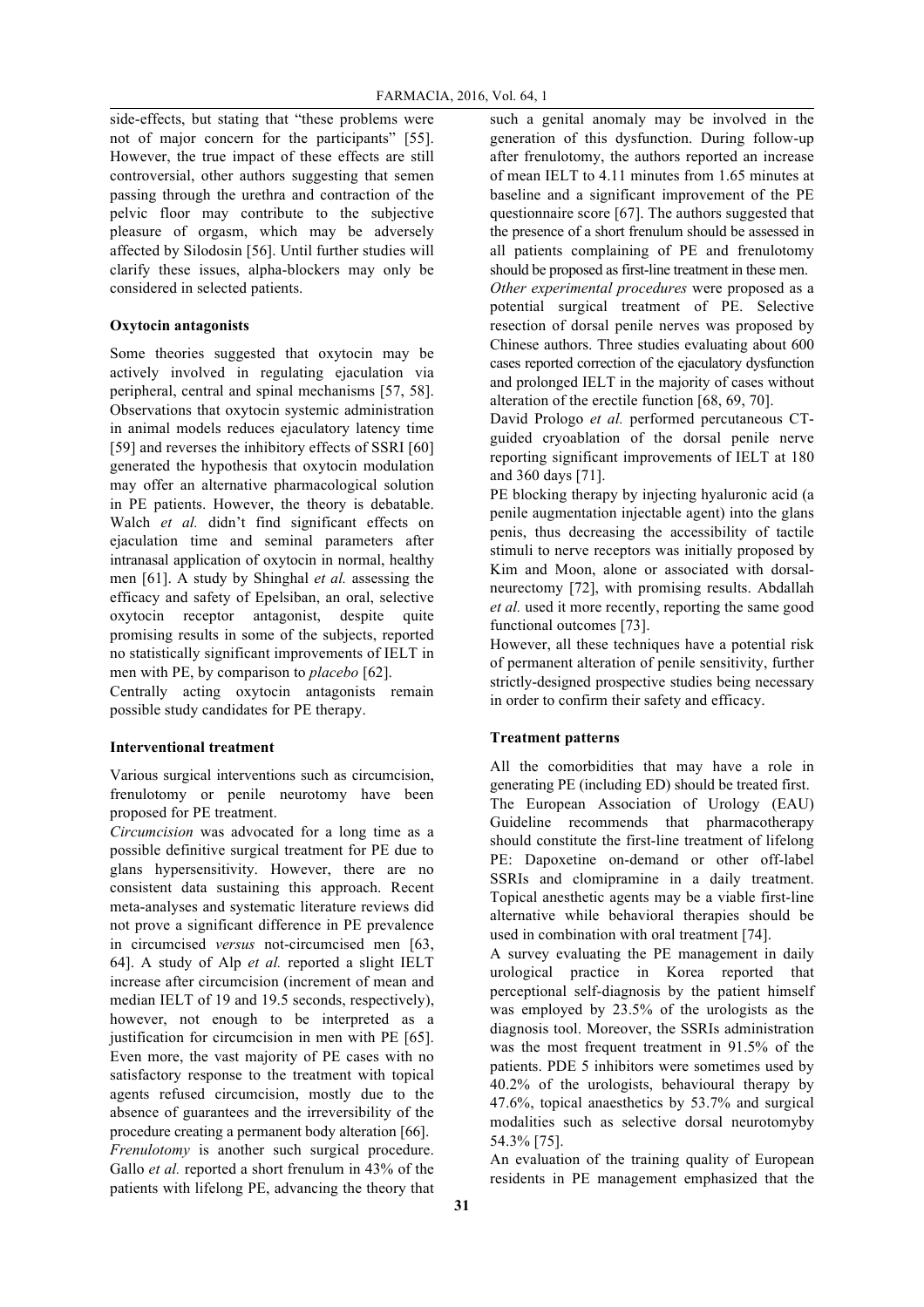side-effects, but stating that "these problems were not of major concern for the participants" [55]. However, the true impact of these effects are still controversial, other authors suggesting that semen passing through the urethra and contraction of the pelvic floor may contribute to the subjective pleasure of orgasm, which may be adversely affected by Silodosin [56]. Until further studies will clarify these issues, alpha-blockers may only be considered in selected patients.

**Oxytocin antagonists**

Some theories suggested that oxytocin may be actively involved in regulating ejaculation via peripheral, central and spinal mechanisms [57, 58]. Observations that oxytocin systemic administration in animal models reduces ejaculatory latency time [59] and reverses the inhibitory effects of SSRI [60] generated the hypothesis that oxytocin modulation may offer an alternative pharmacological solution in PE patients. However, the theory is debatable. Walch *et al.* didn't find significant effects on ejaculation time and seminal parameters after intranasal application of oxytocin in normal, healthy men [61]. A study by Shinghal *et al.* assessing the efficacy and safety of Epelsiban, an oral, selective oxytocin receptor antagonist, despite quite promising results in some of the subjects, reported no statistically significant improvements of IELT in men with PE, by comparison to *placebo* [62].

Centrally acting oxytocin antagonists remain possible study candidates for PE therapy.

**Interventional treatment**

Various surgical interventions such as circumcision, frenulotomy or penile neurotomy have been proposed for PE treatment.

*Circumcision* was advocated for a long time as a possible definitive surgical treatment for PE due to glans hypersensitivity. However, there are no consistent data sustaining this approach. Recent meta-analyses and systematic literature reviews did not prove a significant difference in PE prevalence in circumcised *versus* not-circumcised men [63, 64]. A study of Alp *et al.* reported a slight IELT increase after circumcision (increment of mean and median IELT of 19 and 19.5 seconds, respectively), however, not enough to be interpreted as a justification for circumcision in men with PE [65]. Even more, the vast majority of PE cases with no satisfactory response to the treatment with topical agents refused circumcision, mostly due to the absence of guarantees and the irreversibility of the procedure creating a permanent body alteration [66].

*Frenulotomy* is another such surgical procedure. Gallo *et al.* reported a short frenulum in 43% of the patients with lifelong PE, advancing the theory that such a genital anomaly may be involved in the generation of this dysfunction. During follow-up after frenulotomy, the authors reported an increase of mean IELT to 4.11 minutes from 1.65 minutes at baseline and a significant improvement of the PE questionnaire score [67]. The authors suggested that the presence of a short frenulum should be assessed in all patients complaining of PE and frenulotomy should be proposed as first-line treatment in these men.

*Other experimental procedures* were proposed as a potential surgical treatment of PE. Selective resection of dorsal penile nerves was proposed by Chinese authors. Three studies evaluating about 600 cases reported correction of the ejaculatory dysfunction and prolonged IELT in the majority of cases without alteration of the erectile function [68, 69, 70].

David Prologo *et al.* performed percutaneous CT-guided cryoablation of the dorsal penile nerve reporting significant improvements of IELT at 180 and 360 days [71].

PE blocking therapy by injecting hyaluronic acid (a penile augmentation injectable agent) into the glans penis, thus decreasing the accessibility of tactile stimuli to nerve receptors was initially proposed by Kim and Moon, alone or associated with dorsal-neurectomy [72], with promising results. Abdallah *et al.* used it more recently, reporting the same good functional outcomes [73].

However, all these techniques have a potential risk of permanent alteration of penile sensitivity, further strictly-designed prospective studies being necessary in order to confirm their safety and efficacy.

**Treatment patterns**

All the comorbidities that may have a role in generating PE (including ED) should be treated first.

The European Association of Urology (EAU) Guideline recommends that pharmacotherapy should constitute the first-line treatment of lifelong PE: Dapoxetine on-demand or other off-label SSRIs and clomipramine in a daily treatment. Topical anesthetic agents may be a viable first-line alternative while behavioral therapies should be used in combination with oral treatment [74].

A survey evaluating the PE management in daily urological practice in Korea reported that perceptional self-diagnosis by the patient himself was employed by 23.5% of the urologists as the diagnosis tool. Moreover, the SSRIs administration was the most frequent treatment in 91.5% of the patients. PDE 5 inhibitors were sometimes used by 40.2% of the urologists, behavioural therapy by 47.6%, topical anaesthetics by 53.7% and surgical modalities such as selective dorsal neurotomyby 54.3% [75].

An evaluation of the training quality of European residents in PE management emphasized that the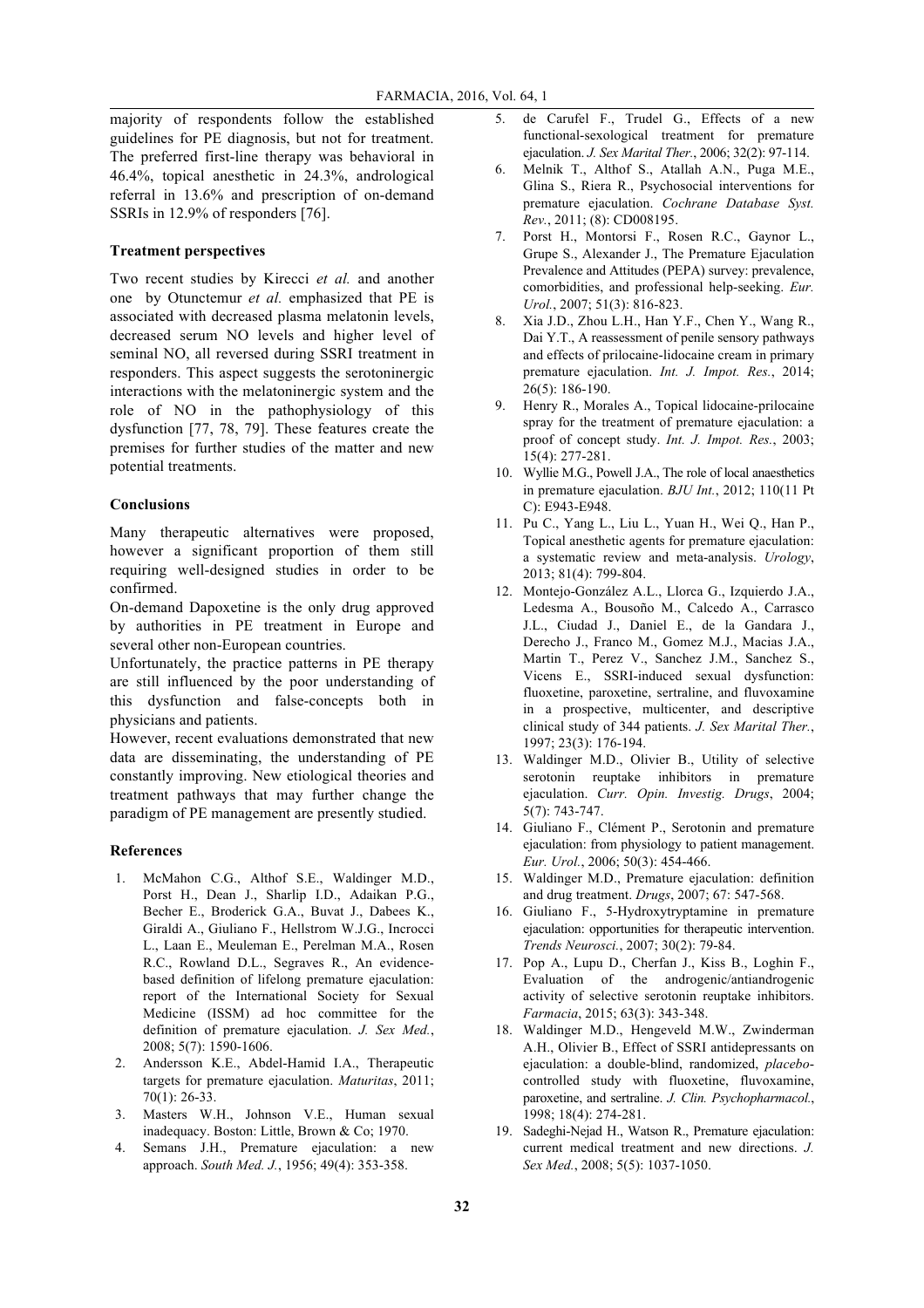majority of respondents follow the established guidelines for PE diagnosis, but not for treatment. The preferred first-line therapy was behavioral in 46.4%, topical anesthetic in 24.3%, andrological referral in 13.6% and prescription of on-demand SSRIs in 12.9% of responders [76].

**Treatment perspectives**

Two recent studies by Kirecci *et al.* and another one by Otunctemur *et al.* emphasized that PE is associated with decreased plasma melatonin levels, decreased serum NO levels and higher level of seminal NO, all reversed during SSRI treatment in responders. This aspect suggests the serotoninergic interactions with the melatoninergic system and the role of NO in the pathophysiology of this dysfunction [77, 78, 79]. These features create the premises for further studies of the matter and new potential treatments.

**Conclusions**

Many therapeutic alternatives were proposed, however a significant proportion of them still requiring well-designed studies in order to be confirmed.

On-demand Dapoxetine is the only drug approved by authorities in PE treatment in Europe and several other non-European countries.

Unfortunately, the practice patterns in PE therapy are still influenced by the poor understanding of this dysfunction and false-concepts both in physicians and patients.

However, recent evaluations demonstrated that new data are disseminating, the understanding of PE constantly improving. New etiological theories and treatment pathways that may further change the paradigm of PE management are presently studied.

**References**

1. McMahon C.G., Althof S.E., Waldinger M.D., Porst H., Dean J., Sharlip I.D., Adaikan P.G., Becher E., Broderick G.A., Buvat J., Dabees K., Giraldi A., Giuliano F., Hellstrom W.J.G., Incrocci L., Laan E., Meuleman E., Perelman M.A., Rosen R.C., Rowland D.L., Segraves R., An evidence-based definition of lifelong premature ejaculation: report of the International Society for Sexual Medicine (ISSM) ad hoc committee for the definition of premature ejaculation. *J. Sex Med.*, 2008; 5(7): 1590-1606.
2. Andersson K.E., Abdel-Hamid I.A., Therapeutic targets for premature ejaculation. *Maturitas*, 2011; 70(1): 26-33.
3. Masters W.H., Johnson V.E., Human sexual inadequacy. Boston: Little, Brown & Co; 1970.
4. Semans J.H., Premature ejaculation: a new approach. *South Med. J.*, 1956; 49(4): 353-358.
5. de Carufel F., Trudel G., Effects of a new functional-sexological treatment for premature ejaculation. *J. Sex Marital Ther.*, 2006; 32(2): 97-114.
6. Melnik T., Althof S., Atallah A.N., Puga M.E., Glina S., Riera R., Psychosocial interventions for premature ejaculation. *Cochrane Database Syst. Rev.*, 2011; (8): CD008195.
7. Porst H., Montorsi F., Rosen R.C., Gaynor L., Grupe S., Alexander J., The Premature Ejaculation Prevalence and Attitudes (PEPA) survey: prevalence, comorbidities, and professional help-seeking. *Eur. Urol.*, 2007; 51(3): 816-823.
8. Xia J.D., Zhou L.H., Han Y.F., Chen Y., Wang R., Dai Y.T., A reassessment of penile sensory pathways and effects of prilocaine-lidocaine cream in primary premature ejaculation. *Int. J. Impot. Res.*, 2014; 26(5): 186-190.
9. Henry R., Morales A., Topical lidocaine-prilocaine spray for the treatment of premature ejaculation: a proof of concept study. *Int. J. Impot. Res.*, 2003; 15(4): 277-281.
10. Wyllie M.G., Powell J.A., The role of local anaesthetics in premature ejaculation. *BJU Int.*, 2012; 110(11 Pt C): E943-E948.
11. Pu C., Yang L., Liu L., Yuan H., Wei Q., Han P., Topical anesthetic agents for premature ejaculation: a systematic review and meta-analysis. *Urology*, 2013; 81(4): 799-804.
12. Montejo-González A.L., Llorca G., Izquierdo J.A., Ledesma A., Bousoño M., Calcedo A., Carrasco J.L., Ciudad J., Daniel E., de la Gandara J., Derecho J., Franco M., Gomez M.J., Macias J.A., Martin T., Perez V., Sanchez J.M., Sanchez S., Vicens E., SSRI-induced sexual dysfunction: fluoxetine, paroxetine, sertraline, and fluvoxamine in a prospective, multicenter, and descriptive clinical study of 344 patients. *J. Sex Marital Ther.*, 1997; 23(3): 176-194.
13. Waldinger M.D., Olivier B., Utility of selective serotonin reuptake inhibitors in premature ejaculation. *Curr. Opin. Investig. Drugs*, 2004; 5(7): 743-747.
14. Giuliano F., Clément P., Serotonin and premature ejaculation: from physiology to patient management. *Eur. Urol.*, 2006; 50(3): 454-466.
15. Waldinger M.D., Premature ejaculation: definition and drug treatment. *Drugs*, 2007; 67: 547-568.
16. Giuliano F., 5-Hydroxytryptamine in premature ejaculation: opportunities for therapeutic intervention. *Trends Neurosci.*, 2007; 30(2): 79-84.
17. Pop A., Lupu D., Cherfan J., Kiss B., Loghin F., Evaluation of the androgenic/antiandrogenic activity of selective serotonin reuptake inhibitors. *Farmacia*, 2015; 63(3): 343-348.
18. Waldinger M.D., Hengeveld M.W., Zwinderman A.H., Olivier B., Effect of SSRI antidepressants on ejaculation: a double-blind, randomized, *placebo*-controlled study with fluoxetine, fluvoxamine, paroxetine, and sertraline. *J. Clin. Psychopharmacol.*, 1998; 18(4): 274-281.
19. Sadeghi-Nejad H., Watson R., Premature ejaculation: current medical treatment and new directions. *J. Sex Med.*, 2008; 5(5): 1037-1050.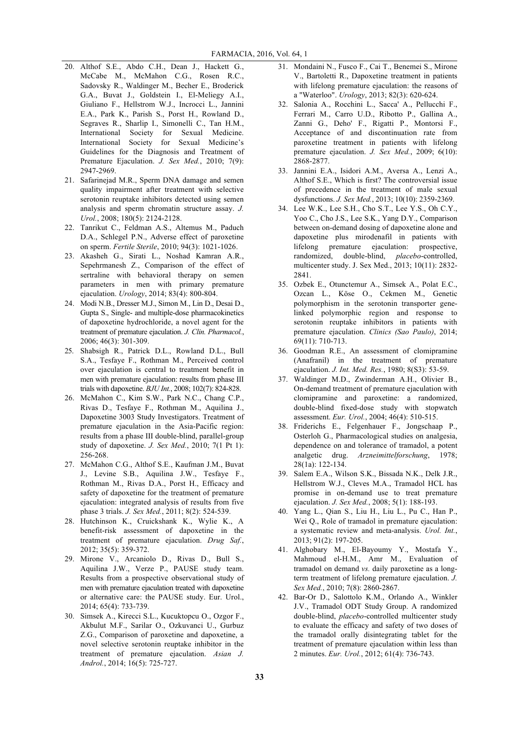20. Althof S.E., Abdo C.H., Dean J., Hackett G., McCabe M., McMahon C.G., Rosen R.C., Sadovsky R., Waldinger M., Becher E., Broderick G.A., Buvat J., Goldstein I., El-Meliegy A.I., Giuliano F., Hellstrom W.J., Incrocci L., Jannini E.A., Park K., Parish S., Porst H., Rowland D., Segraves R., Sharlip I., Simonelli C., Tan H.M., International Society for Sexual Medicine. International Society for Sexual Medicine's Guidelines for the Diagnosis and Treatment of Premature Ejaculation. *J. Sex Med.*, 2010; 7(9): 2947-2969.
21. Safarinejad M.R., Sperm DNA damage and semen quality impairment after treatment with selective serotonin reuptake inhibitors detected using semen analysis and sperm chromatin structure assay. *J. Urol.*, 2008; 180(5): 2124-2128.
22. Tanrikut C., Feldman A.S., Altemus M., Paduch D.A., Schlegel P.N., Adverse effect of paroxetine on sperm. *Fertile Sterile*, 2010; 94(3): 1021-1026.
23. Akasheh G., Sirati L., Noshad Kamran A.R., Sepehrmanesh Z., Comparison of the effect of sertraline with behavioral therapy on semen parameters in men with primary premature ejaculation. *Urology*, 2014; 83(4): 800-804.
24. Modi N.B., Dresser M.J., Simon M., Lin D., Desai D., Gupta S., Single- and multiple-dose pharmacokinetics of dapoxetine hydrochloride, a novel agent for the treatment of premature ejaculation. *J. Clin. Pharmacol.*, 2006; 46(3): 301-309.
25. Shabsigh R., Patrick D.L., Rowland D.L., Bull S.A., Tesfaye F., Rothman M., Perceived control over ejaculation is central to treatment benefit in men with premature ejaculation: results from phase III trials with dapoxetine. *BJU Int.*, 2008; 102(7): 824-828.
26. McMahon C., Kim S.W., Park N.C., Chang C.P., Rivas D., Tesfaye F., Rothman M., Aquilina J., Dapoxetine 3003 Study Investigators. Treatment of premature ejaculation in the Asia-Pacific region: results from a phase III double-blind, parallel-group study of dapoxetine. *J. Sex Med.*, 2010; 7(1 Pt 1): 256-268.
27. McMahon C.G., Althof S.E., Kaufman J.M., Buvat J., Levine S.B., Aquilina J.W., Tesfaye F., Rothman M., Rivas D.A., Porst H., Efficacy and safety of dapoxetine for the treatment of premature ejaculation: integrated analysis of results from five phase 3 trials. *J. Sex Med.*, 2011; 8(2): 524-539.
28. Hutchinson K., Cruickshank K., Wylie K., A benefit-risk assessment of dapoxetine in the treatment of premature ejaculation. *Drug Saf.*, 2012; 35(5): 359-372.
29. Mirone V., Arcaniolo D., Rivas D., Bull S., Aquilina J.W., Verze P., PAUSE study team. Results from a prospective observational study of men with premature ejaculation treated with dapoxetine or alternative care: the PAUSE study. Eur. Urol., 2014; 65(4): 733-739.
30. Simsek A., Kirecci S.L., Kucuktopcu O., Ozgor F., Akbulut M.F., Sarilar O., Ozkuvanci U., Gurbuz Z.G., Comparison of paroxetine and dapoxetine, a novel selective serotonin reuptake inhibitor in the treatment of premature ejaculation. *Asian J. Androl.*, 2014; 16(5): 725-727.
31. Mondaini N., Fusco F., Cai T., Benemei S., Mirone V., Bartoletti R., Dapoxetine treatment in patients with lifelong premature ejaculation: the reasons of a "Waterloo". *Urology*, 2013; 82(3): 620-624.
32. Salonia A., Rocchini L., Sacca' A., Pellucchi F., Ferrari M., Carro U.D., Ribotto P., Gallina A., Zanni G., Deho' F., Rigatti P., Montorsi F., Acceptance of and discontinuation rate from paroxetine treatment in patients with lifelong premature ejaculation. *J. Sex Med.*, 2009; 6(10): 2868-2877.
33. Jannini E.A., Isidori A.M., Aversa A., Lenzi A., Althof S.E., Which is first? The controversial issue of precedence in the treatment of male sexual dysfunctions. *J. Sex Med.*, 2013; 10(10): 2359-2369.
34. Lee W.K., Lee S.H., Cho S.T., Lee Y.S., Oh C.Y., Yoo C., Cho J.S., Lee S.K., Yang D.Y., Comparison between on-demand dosing of dapoxetine alone and dapoxetine plus mirodenafil in patients with lifelong premature ejaculation: prospective, randomized, double-blind, *placebo*-controlled, multicenter study. J. Sex Med., 2013; 10(11): 2832-2841.
35. Ozbek E., Otunctemur A., Simsek A., Polat E.C., Ozcan L., Köse O., Cekmen M., Genetic polymorphism in the serotonin transporter gene-linked polymorphic region and response to serotonin reuptake inhibitors in patients with premature ejaculation. *Clinics (Sao Paulo)*, 2014; 69(11): 710-713.
36. Goodman R.E., An assessment of clomipramine (Anafranil) in the treatment of premature ejaculation. *J. Int. Med. Res.*, 1980; 8(S3): 53-59.
37. Waldinger M.D., Zwinderman A.H., Olivier B., On-demand treatment of premature ejaculation with clomipramine and paroxetine: a randomized, double-blind fixed-dose study with stopwatch assessment. *Eur. Urol.*, 2004; 46(4): 510-515.
38. Friderichs E., Felgenhauer F., Jongschaap P., Osterloh G., Pharmacological studies on analgesia, dependence on and tolerance of tramadol, a potent analgetic drug. *Arzneimittelforschung*, 1978; 28(1a): 122-134.
39. Salem E.A., Wilson S.K., Bissada N.K., Delk J.R., Hellstrom W.J., Cleves M.A., Tramadol HCL has promise in on-demand use to treat premature ejaculation. *J. Sex Med.*, 2008; 5(1): 188-193.
40. Yang L., Qian S., Liu H., Liu L., Pu C., Han P., Wei Q., Role of tramadol in premature ejaculation: a systematic review and meta-analysis. *Urol. Int.*, 2013; 91(2): 197-205.
41. Alghobary M., El-Bayoumy Y., Mostafa Y., Mahmoud el-H.M., Amr M., Evaluation of tramadol on demand *vs.* daily paroxetine as a long-term treatment of lifelong premature ejaculation. *J. Sex Med.*, 2010; 7(8): 2860-2867.
42. Bar-Or D., Salottolo K.M., Orlando A., Winkler J.V., Tramadol ODT Study Group. A randomized double-blind, *placebo*-controlled multicenter study to evaluate the efficacy and safety of two doses of the tramadol orally disintegrating tablet for the treatment of premature ejaculation within less than 2 minutes. *Eur. Urol.*, 2012; 61(4): 736-743.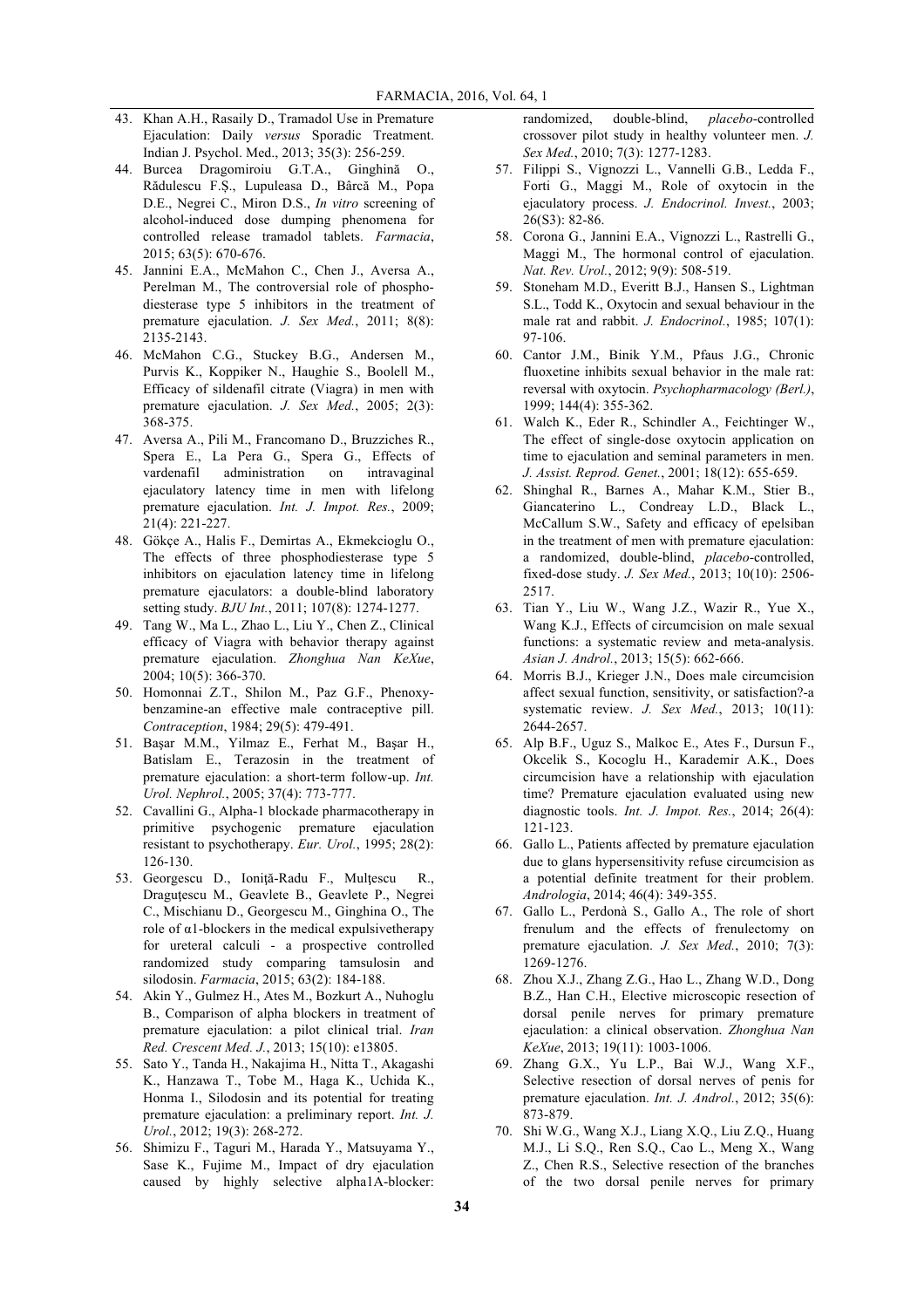43. Khan A.H., Rasaily D., Tramadol Use in Premature Ejaculation: Daily *versus* Sporadic Treatment. Indian J. Psychol. Med., 2013; 35(3): 256-259.
44. Burcea Dragomiroiu G.T.A., Ginghină O., Rădulescu F.Ș., Lupuleasa D., Bârcă M., Popa D.E., Negrei C., Miron D.S., *In vitro* screening of alcohol-induced dose dumping phenomena for controlled release tramadol tablets. *Farmacia*, 2015; 63(5): 670-676.
45. Jannini E.A., McMahon C., Chen J., Aversa A., Perelman M., The controversial role of phosphodiesterase type 5 inhibitors in the treatment of premature ejaculation. *J. Sex Med.*, 2011; 8(8): 2135-2143.
46. McMahon C.G., Stuckey B.G., Andersen M., Purvis K., Koppiker N., Haughie S., Boolell M., Efficacy of sildenafil citrate (Viagra) in men with premature ejaculation. *J. Sex Med.*, 2005; 2(3): 368-375.
47. Aversa A., Pili M., Francomano D., Bruzziches R., Spera E., La Pera G., Spera G., Effects of vardenafil administration on intravaginal ejaculatory latency time in men with lifelong premature ejaculation. *Int. J. Impot. Res.*, 2009; 21(4): 221-227.
48. Gökçe A., Halis F., Demirtas A., Ekmekcioglu O., The effects of three phosphodiesterase type 5 inhibitors on ejaculation latency time in lifelong premature ejaculators: a double-blind laboratory setting study. *BJU Int.*, 2011; 107(8): 1274-1277.
49. Tang W., Ma L., Zhao L., Liu Y., Chen Z., Clinical efficacy of Viagra with behavior therapy against premature ejaculation. *Zhonghua Nan KeXue*, 2004; 10(5): 366-370.
50. Homonnai Z.T., Shilon M., Paz G.F., Phenoxybenzamine-an effective male contraceptive pill. *Contraception*, 1984; 29(5): 479-491.
51. Başar M.M., Yilmaz E., Ferhat M., Başar H., Batislam E., Terazosin in the treatment of premature ejaculation: a short-term follow-up. *Int. Urol. Nephrol.*, 2005; 37(4): 773-777.
52. Cavallini G., Alpha-1 blockade pharmacotherapy in primitive psychogenic premature ejaculation resistant to psychotherapy. *Eur. Urol.*, 1995; 28(2): 126-130.
53. Georgescu D., Ioniță-Radu F., Mulțescu R., Draguțescu M., Geavlete B., Geavlete P., Negrei C., Mischianu D., Georgescu M., Ginghina O., The role of α1-blockers in the medical expulsivetherapy for ureteral calculi - a prospective controlled randomized study comparing tamsulosin and silodosin. *Farmacia*, 2015; 63(2): 184-188.
54. Akin Y., Gulmez H., Ates M., Bozkurt A., Nuhoglu B., Comparison of alpha blockers in treatment of premature ejaculation: a pilot clinical trial. *Iran Red. Crescent Med. J.*, 2013; 15(10): e13805.
55. Sato Y., Tanda H., Nakajima H., Nitta T., Akagashi K., Hanzawa T., Tobe M., Haga K., Uchida K., Honma I., Silodosin and its potential for treating premature ejaculation: a preliminary report. *Int. J. Urol.*, 2012; 19(3): 268-272.
56. Shimizu F., Taguri M., Harada Y., Matsuyama Y., Sase K., Fujime M., Impact of dry ejaculation caused by highly selective alpha1A-blocker: randomized, double-blind, *placebo*-controlled crossover pilot study in healthy volunteer men. *J. Sex Med.*, 2010; 7(3): 1277-1283.
57. Filippi S., Vignozzi L., Vannelli G.B., Ledda F., Forti G., Maggi M., Role of oxytocin in the ejaculatory process. *J. Endocrinol. Invest.*, 2003; 26(S3): 82-86.
58. Corona G., Jannini E.A., Vignozzi L., Rastrelli G., Maggi M., The hormonal control of ejaculation. *Nat. Rev. Urol.*, 2012; 9(9): 508-519.
59. Stoneham M.D., Everitt B.J., Hansen S., Lightman S.L., Todd K., Oxytocin and sexual behaviour in the male rat and rabbit. *J. Endocrinol.*, 1985; 107(1): 97-106.
60. Cantor J.M., Binik Y.M., Pfaus J.G., Chronic fluoxetine inhibits sexual behavior in the male rat: reversal with oxytocin. *Psychopharmacology (Berl.)*, 1999; 144(4): 355-362.
61. Walch K., Eder R., Schindler A., Feichtinger W., The effect of single-dose oxytocin application on time to ejaculation and seminal parameters in men. *J. Assist. Reprod. Genet.*, 2001; 18(12): 655-659.
62. Shinghal R., Barnes A., Mahar K.M., Stier B., Giancaterino L., Condreay L.D., Black L., McCallum S.W., Safety and efficacy of epelsiban in the treatment of men with premature ejaculation: a randomized, double-blind, *placebo*-controlled, fixed-dose study. *J. Sex Med.*, 2013; 10(10): 2506-2517.
63. Tian Y., Liu W., Wang J.Z., Wazir R., Yue X., Wang K.J., Effects of circumcision on male sexual functions: a systematic review and meta-analysis. *Asian J. Androl.*, 2013; 15(5): 662-666.
64. Morris B.J., Krieger J.N., Does male circumcision affect sexual function, sensitivity, or satisfaction?-a systematic review. *J. Sex Med.*, 2013; 10(11): 2644-2657.
65. Alp B.F., Uguz S., Malkoc E., Ates F., Dursun F., Okcelik S., Kocoglu H., Karademir A.K., Does circumcision have a relationship with ejaculation time? Premature ejaculation evaluated using new diagnostic tools. *Int. J. Impot. Res.*, 2014; 26(4): 121-123.
66. Gallo L., Patients affected by premature ejaculation due to glans hypersensitivity refuse circumcision as a potential definite treatment for their problem. *Andrologia*, 2014; 46(4): 349-355.
67. Gallo L., Perdonà S., Gallo A., The role of short frenulum and the effects of frenulectomy on premature ejaculation. *J. Sex Med.*, 2010; 7(3): 1269-1276.
68. Zhou X.J., Zhang Z.G., Hao L., Zhang W.D., Dong B.Z., Han C.H., Elective microscopic resection of dorsal penile nerves for primary premature ejaculation: a clinical observation. *Zhonghua Nan KeXue*, 2013; 19(11): 1003-1006.
69. Zhang G.X., Yu L.P., Bai W.J., Wang X.F., Selective resection of dorsal nerves of penis for premature ejaculation. *Int. J. Androl.*, 2012; 35(6): 873-879.
70. Shi W.G., Wang X.J., Liang X.Q., Liu Z.Q., Huang M.J., Li S.Q., Ren S.Q., Cao L., Meng X., Wang Z., Chen R.S., Selective resection of the branches of the two dorsal penile nerves for primary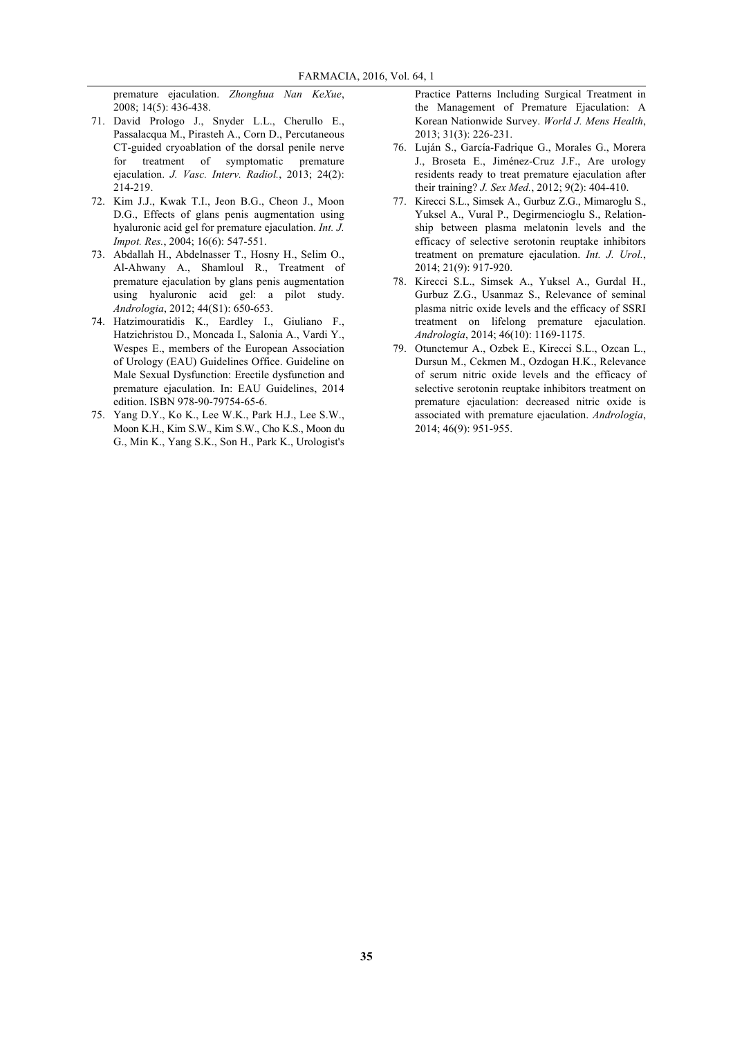premature ejaculation. *Zhonghua Nan KeXue*, 2008; 14(5): 436-438.

71. David Prologo J., Snyder L.L., Cherullo E., Passalacqua M., Pirasteh A., Corn D., Percutaneous CT-guided cryoablation of the dorsal penile nerve for treatment of symptomatic premature ejaculation. *J. Vasc. Interv. Radiol.*, 2013; 24(2): 214-219.
72. Kim J.J., Kwak T.I., Jeon B.G., Cheon J., Moon D.G., Effects of glans penis augmentation using hyaluronic acid gel for premature ejaculation. *Int. J. Impot. Res.*, 2004; 16(6): 547-551.
73. Abdallah H., Abdelnasser T., Hosny H., Selim O., Al-Ahwany A., Shamloul R., Treatment of premature ejaculation by glans penis augmentation using hyaluronic acid gel: a pilot study. *Andrologia*, 2012; 44(S1): 650-653.
74. Hatzimouratidis K., Eardley I., Giuliano F., Hatzichristou D., Moncada I., Salonia A., Vardi Y., Wespes E., members of the European Association of Urology (EAU) Guidelines Office. Guideline on Male Sexual Dysfunction: Erectile dysfunction and premature ejaculation. In: EAU Guidelines, 2014 edition. ISBN 978-90-79754-65-6.
75. Yang D.Y., Ko K., Lee W.K., Park H.J., Lee S.W., Moon K.H., Kim S.W., Kim S.W., Cho K.S., Moon du G., Min K., Yang S.K., Son H., Park K., Urologist's Practice Patterns Including Surgical Treatment in the Management of Premature Ejaculation: A Korean Nationwide Survey. *World J. Mens Health*, 2013; 31(3): 226-231.
76. Luján S., García-Fadrique G., Morales G., Morera J., Broseta E., Jiménez-Cruz J.F., Are urology residents ready to treat premature ejaculation after their training? *J. Sex Med.*, 2012; 9(2): 404-410.
77. Kirecci S.L., Simsek A., Gurbuz Z.G., Mimaroglu S., Yuksel A., Vural P., Degirmencioglu S., Relationship between plasma melatonin levels and the efficacy of selective serotonin reuptake inhibitors treatment on premature ejaculation. *Int. J. Urol.*, 2014; 21(9): 917-920.
78. Kirecci S.L., Simsek A., Yuksel A., Gurdal H., Gurbuz Z.G., Usanmaz S., Relevance of seminal plasma nitric oxide levels and the efficacy of SSRI treatment on lifelong premature ejaculation. *Andrologia*, 2014; 46(10): 1169-1175.
79. Otunctemur A., Ozbek E., Kirecci S.L., Ozcan L., Dursun M., Cekmen M., Ozdogan H.K., Relevance of serum nitric oxide levels and the efficacy of selective serotonin reuptake inhibitors treatment on premature ejaculation: decreased nitric oxide is associated with premature ejaculation. *Andrologia*, 2014; 46(9): 951-955.